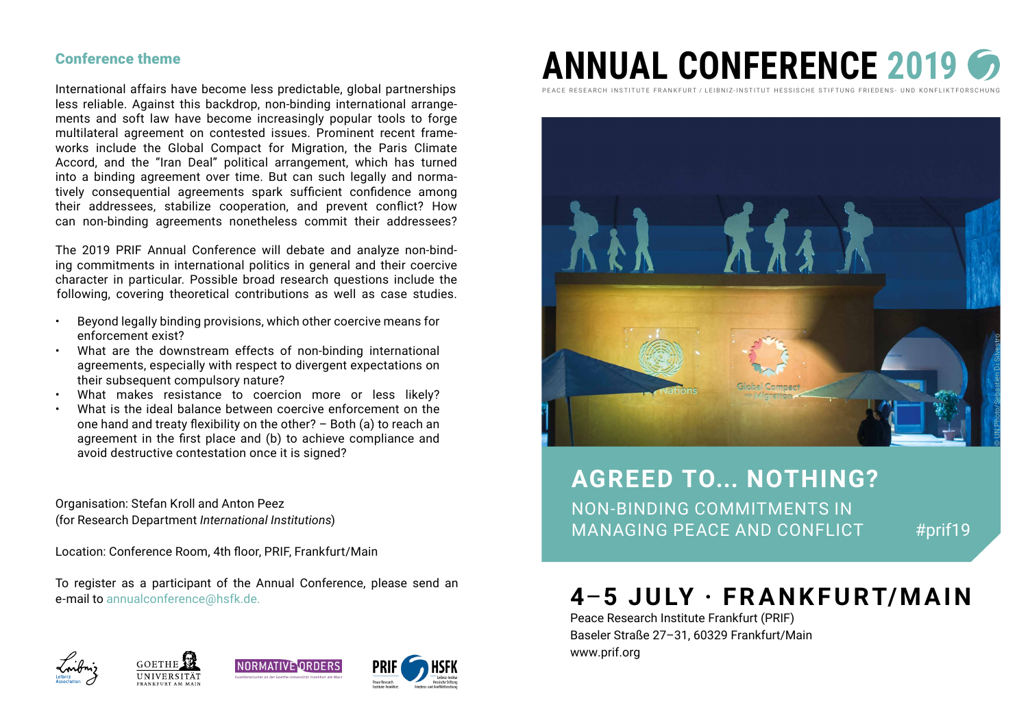## Conference theme

International affairs have become less predictable, global partnerships less reliable. Against this backdrop, non-binding international arrangements and soft law have become increasingly popular tools to forge multilateral agreement on contested issues. Prominent recent frameworks include the Global Compact for Migration, the Paris Climate Accord, and the "Iran Deal" political arrangement, which has turned into a binding agreement over time. But can such legally and normatively consequential agreements spark sufficient confidence among their addressees, stabilize cooperation, and prevent conflict? How can non-binding agreements nonetheless commit their addressees?

The 2019 PRIF Annual Conference will debate and analyze non-binding commitments in international politics in general and their coercive character in particular. Possible broad research questions include the following, covering theoretical contributions as well as case studies.

- Beyond legally binding provisions, which other coercive means for enforcement exist?
- What are the downstream effects of non-binding international agreements, especially with respect to divergent expectations on their subsequent compulsory nature?
- What makes resistance to coercion more or less likely?
- What is the ideal balance between coercive enforcement on the one hand and treaty flexibility on the other? – Both (a) to reach an agreement in the first place and (b) to achieve compliance and avoid destructive contestation once it is signed?

Organisation: Stefan Kroll and Anton Peez
(for Research Department *International Institutions*)

Location: Conference Room, 4th floor, PRIF, Frankfurt/Main

To register as a participant of the Annual Conference, please send an e-mail to annualconference@hsfk.de.

# ANNUAL CONFERENCE 2019

PEACE RESEARCH INSTITUTE FRANKFURT / LEIBNIZ-INSTITUT HESSISCHE STIFTUNG FRIEDENS- UND KONFLIKTFORSCHUNG

© UN Photo/Sebastien Di Silvestro

## AGREED TO... NOTHING?

NON-BINDING COMMITMENTS IN MANAGING PEACE AND CONFLICT

#prif19

## 4–5 JULY · FRANKFURT/MAIN

Peace Research Institute Frankfurt (PRIF)
Baseler Straße 27–31, 60329 Frankfurt/Main
www.prif.org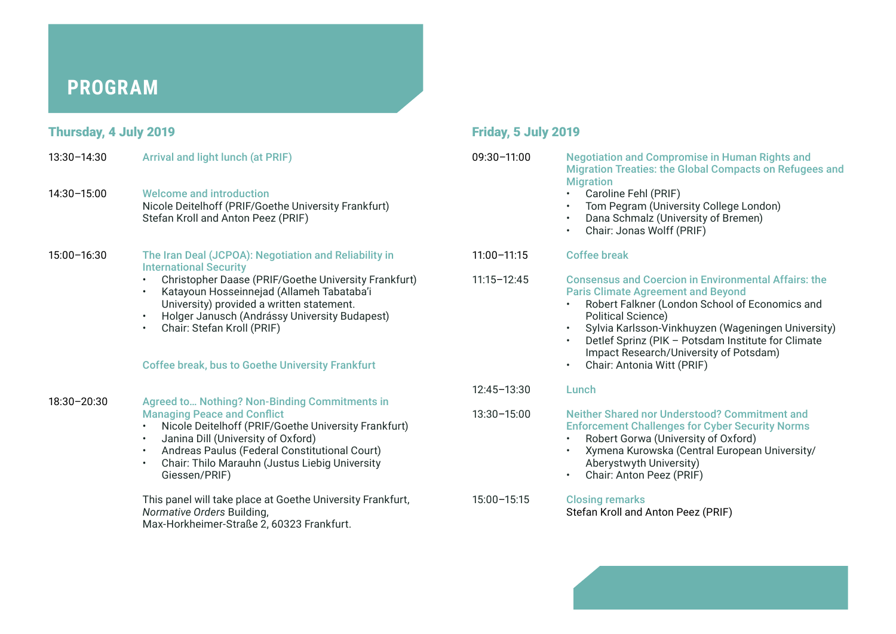# PROGRAM

## Thursday, 4 July 2019

**13:30–14:30** Arrival and light lunch (at PRIF)

**14:30–15:00** Welcome and introduction
Nicole Deitelhoff (PRIF/Goethe University Frankfurt)
Stefan Kroll and Anton Peez (PRIF)

**15:00–16:30** The Iran Deal (JCPOA): Negotiation and Reliability in International Security

- Christopher Daase (PRIF/Goethe University Frankfurt)
- Katayoun Hosseinnejad (Allameh Tabataba'i University) provided a written statement.
- Holger Janusch (Andrássy University Budapest)
- Chair: Stefan Kroll (PRIF)

Coffee break, bus to Goethe University Frankfurt

**18:30–20:30** Agreed to… Nothing? Non-Binding Commitments in Managing Peace and Conflict

- Nicole Deitelhoff (PRIF/Goethe University Frankfurt)
- Janina Dill (University of Oxford)
- Andreas Paulus (Federal Constitutional Court)
- Chair: Thilo Marauhn (Justus Liebig University Giessen/PRIF)

This panel will take place at Goethe University Frankfurt, *Normative Orders* Building, Max-Horkheimer-Straße 2, 60323 Frankfurt.

## Friday, 5 July 2019

**09:30–11:00** Negotiation and Compromise in Human Rights and Migration Treaties: the Global Compacts on Refugees and Migration

- Caroline Fehl (PRIF)
- Tom Pegram (University College London)
- Dana Schmalz (University of Bremen)
- Chair: Jonas Wolff (PRIF)

**11:00–11:15** Coffee break

**11:15–12:45** Consensus and Coercion in Environmental Affairs: the Paris Climate Agreement and Beyond

- Robert Falkner (London School of Economics and Political Science)
- Sylvia Karlsson-Vinkhuyzen (Wageningen University)
- Detlef Sprinz (PIK – Potsdam Institute for Climate Impact Research/University of Potsdam)
- Chair: Antonia Witt (PRIF)

**12:45–13:30** Lunch

**13:30–15:00** Neither Shared nor Understood? Commitment and Enforcement Challenges for Cyber Security Norms

- Robert Gorwa (University of Oxford)
- Xymena Kurowska (Central European University/Aberystwyth University)
- Chair: Anton Peez (PRIF)

**15:00–15:15** Closing remarks
Stefan Kroll and Anton Peez (PRIF)